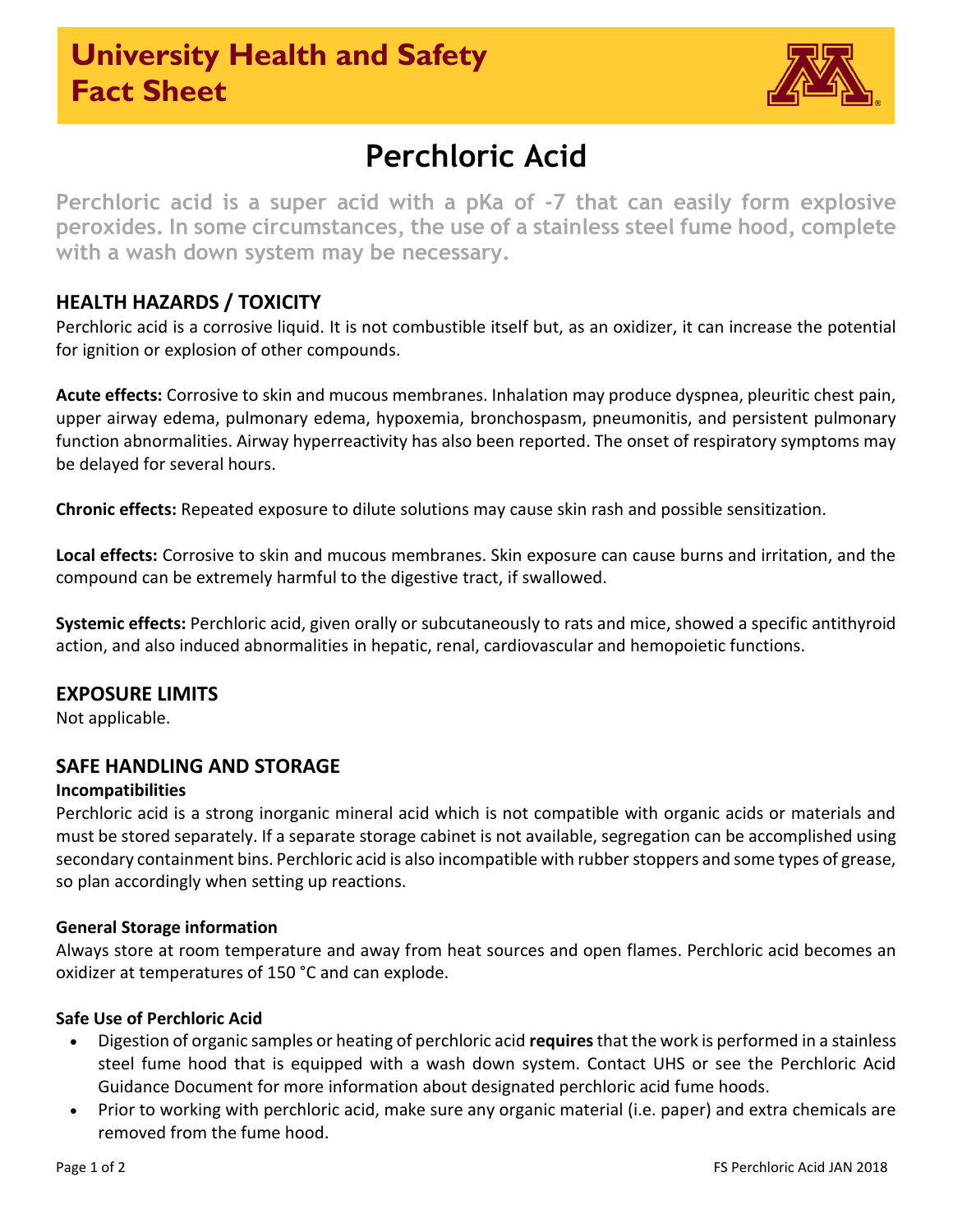# University Health and Safety Fact Sheet

# Perchloric Acid

**Perchloric acid is a super acid with a pKa of -7 that can easily form explosive peroxides. In some circumstances, the use of a stainless steel fume hood, complete with a wash down system may be necessary.**

## HEALTH HAZARDS / TOXICITY

Perchloric acid is a corrosive liquid. It is not combustible itself but, as an oxidizer, it can increase the potential for ignition or explosion of other compounds.

**Acute effects:** Corrosive to skin and mucous membranes. Inhalation may produce dyspnea, pleuritic chest pain, upper airway edema, pulmonary edema, hypoxemia, bronchospasm, pneumonitis, and persistent pulmonary function abnormalities. Airway hyperreactivity has also been reported. The onset of respiratory symptoms may be delayed for several hours.

**Chronic effects:** Repeated exposure to dilute solutions may cause skin rash and possible sensitization.

**Local effects:** Corrosive to skin and mucous membranes. Skin exposure can cause burns and irritation, and the compound can be extremely harmful to the digestive tract, if swallowed.

**Systemic effects:** Perchloric acid, given orally or subcutaneously to rats and mice, showed a specific antithyroid action, and also induced abnormalities in hepatic, renal, cardiovascular and hemopoietic functions.

## EXPOSURE LIMITS

Not applicable.

## SAFE HANDLING AND STORAGE

### Incompatibilities

Perchloric acid is a strong inorganic mineral acid which is not compatible with organic acids or materials and must be stored separately. If a separate storage cabinet is not available, segregation can be accomplished using secondary containment bins. Perchloric acid is also incompatible with rubber stoppers and some types of grease, so plan accordingly when setting up reactions.

### General Storage information

Always store at room temperature and away from heat sources and open flames. Perchloric acid becomes an oxidizer at temperatures of 150 °C and can explode.

### Safe Use of Perchloric Acid

- Digestion of organic samples or heating of perchloric acid **requires** that the work is performed in a stainless steel fume hood that is equipped with a wash down system. Contact UHS or see the Perchloric Acid Guidance Document for more information about designated perchloric acid fume hoods.
- Prior to working with perchloric acid, make sure any organic material (i.e. paper) and extra chemicals are removed from the fume hood.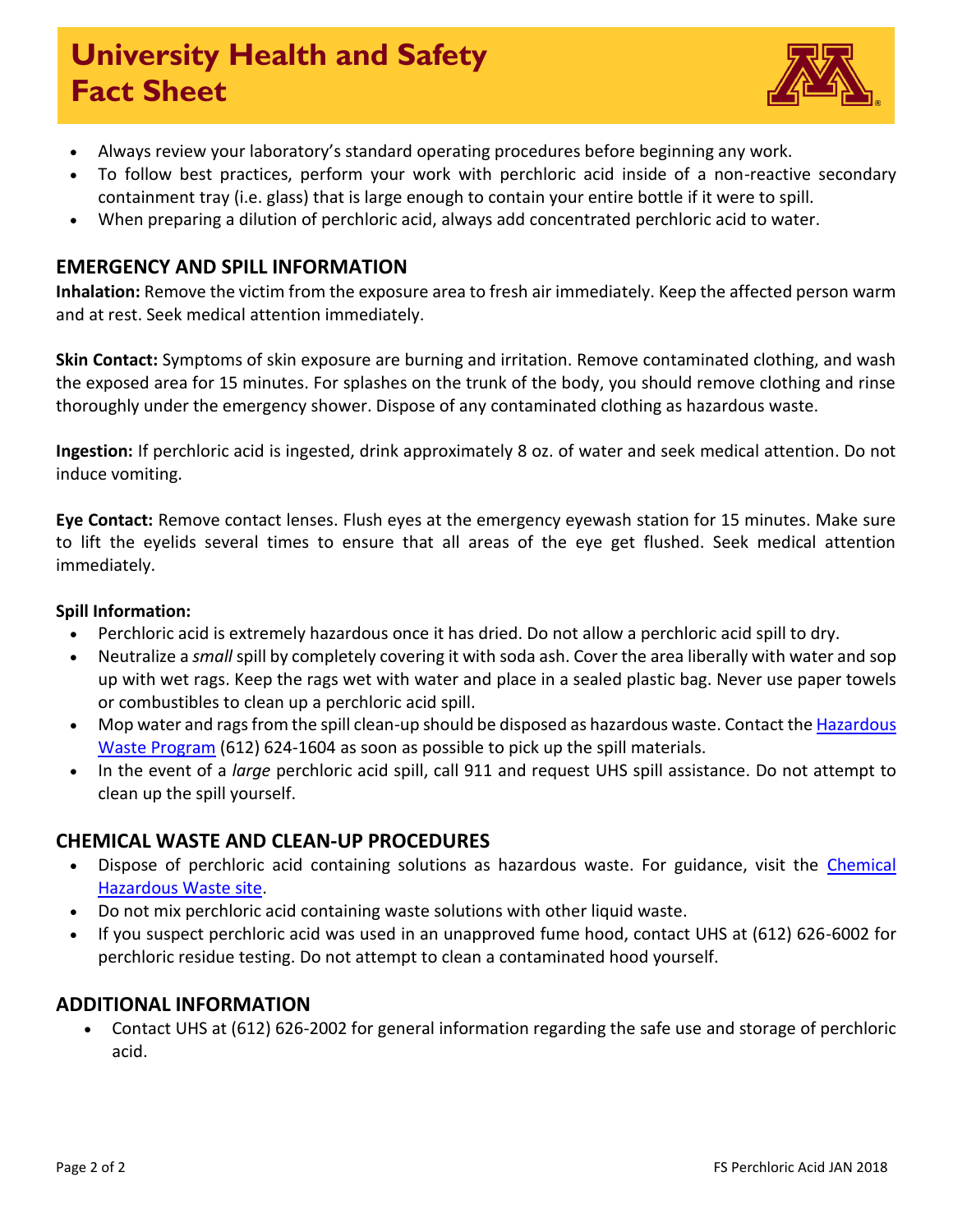- Always review your laboratory's standard operating procedures before beginning any work.
- To follow best practices, perform your work with perchloric acid inside of a non-reactive secondary containment tray (i.e. glass) that is large enough to contain your entire bottle if it were to spill.
- When preparing a dilution of perchloric acid, always add concentrated perchloric acid to water.

## EMERGENCY AND SPILL INFORMATION

**Inhalation:** Remove the victim from the exposure area to fresh air immediately. Keep the affected person warm and at rest. Seek medical attention immediately.

**Skin Contact:** Symptoms of skin exposure are burning and irritation. Remove contaminated clothing, and wash the exposed area for 15 minutes. For splashes on the trunk of the body, you should remove clothing and rinse thoroughly under the emergency shower. Dispose of any contaminated clothing as hazardous waste.

**Ingestion:** If perchloric acid is ingested, drink approximately 8 oz. of water and seek medical attention. Do not induce vomiting.

**Eye Contact:** Remove contact lenses. Flush eyes at the emergency eyewash station for 15 minutes. Make sure to lift the eyelids several times to ensure that all areas of the eye get flushed. Seek medical attention immediately.

**Spill Information:**

- Perchloric acid is extremely hazardous once it has dried. Do not allow a perchloric acid spill to dry.
- Neutralize a *small* spill by completely covering it with soda ash. Cover the area liberally with water and sop up with wet rags. Keep the rags wet with water and place in a sealed plastic bag. Never use paper towels or combustibles to clean up a perchloric acid spill.
- Mop water and rags from the spill clean-up should be disposed as hazardous waste. Contact the Hazardous Waste Program (612) 624-1604 as soon as possible to pick up the spill materials.
- In the event of a *large* perchloric acid spill, call 911 and request UHS spill assistance. Do not attempt to clean up the spill yourself.

## CHEMICAL WASTE AND CLEAN-UP PROCEDURES

- Dispose of perchloric acid containing solutions as hazardous waste. For guidance, visit the Chemical Hazardous Waste site.
- Do not mix perchloric acid containing waste solutions with other liquid waste.
- If you suspect perchloric acid was used in an unapproved fume hood, contact UHS at (612) 626-6002 for perchloric residue testing. Do not attempt to clean a contaminated hood yourself.

## ADDITIONAL INFORMATION

- Contact UHS at (612) 626-2002 for general information regarding the safe use and storage of perchloric acid.